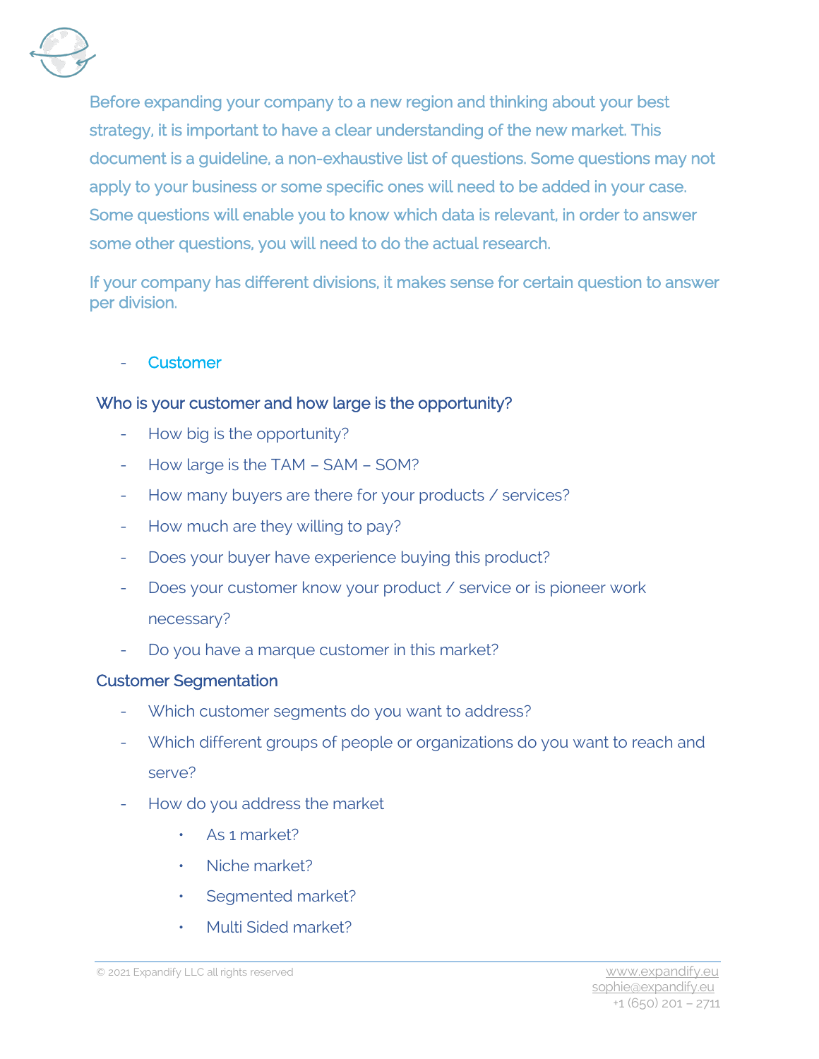Before expanding your company to a new region and thinking about your best strategy, it is important to have a clear understanding of the new market. This document is a guideline, a non-exhaustive list of questions. Some questions may not apply to your business or some specific ones will need to be added in your case. Some questions will enable you to know which data is relevant, in order to answer some other questions, you will need to do the actual research.

If your company has different divisions, it makes sense for certain question to answer per division.

- Customer

## Who is your customer and how large is the opportunity?

- How big is the opportunity?
- How large is the TAM – SAM – SOM?
- How many buyers are there for your products / services?
- How much are they willing to pay?
- Does your buyer have experience buying this product?
- Does your customer know your product / service or is pioneer work necessary?
- Do you have a marque customer in this market?

## Customer Segmentation

- Which customer segments do you want to address?
- Which different groups of people or organizations do you want to reach and serve?
- How do you address the market
    - As 1 market?
    - Niche market?
    - Segmented market?
    - Multi Sided market?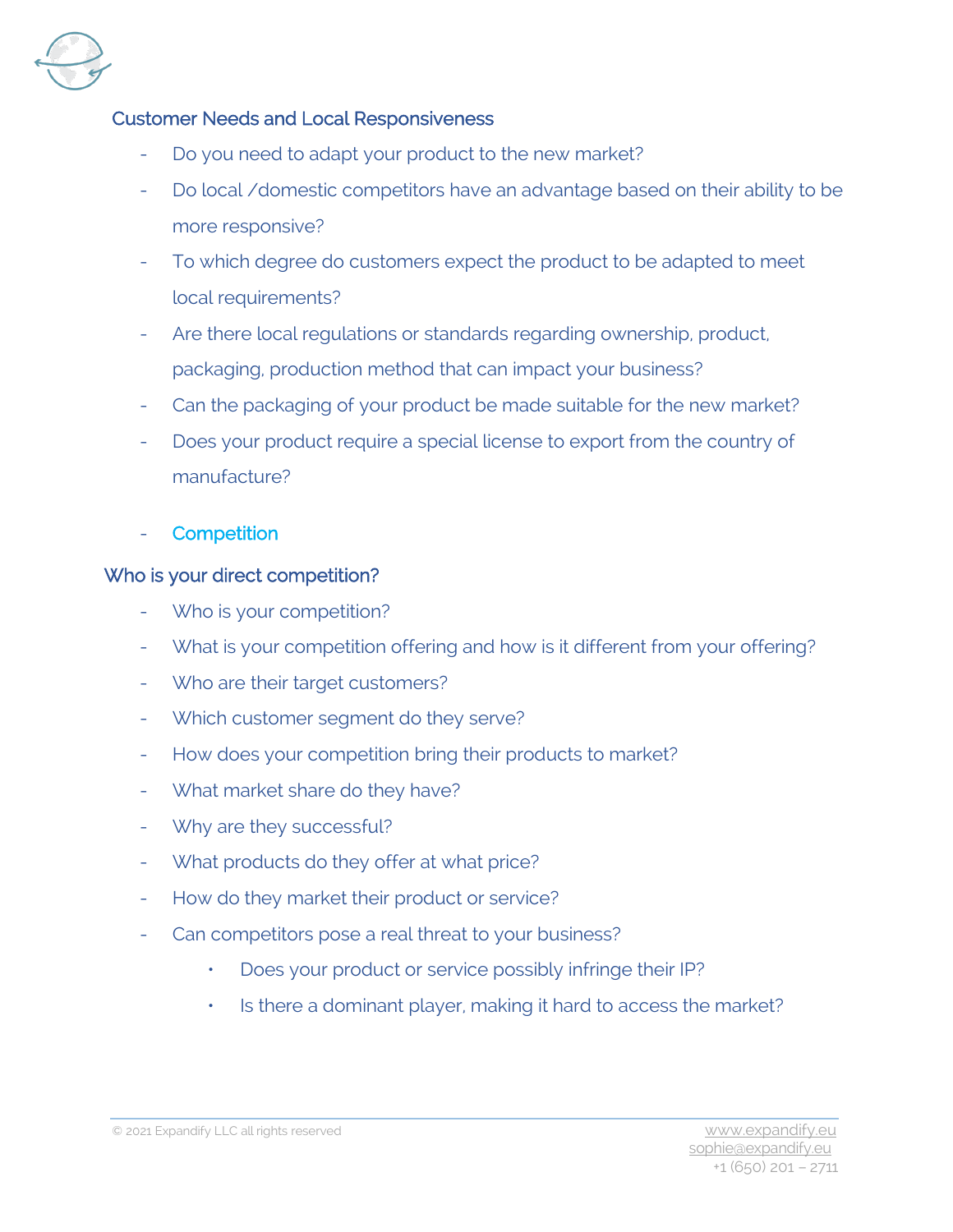### Customer Needs and Local Responsiveness

- Do you need to adapt your product to the new market?
- Do local /domestic competitors have an advantage based on their ability to be more responsive?
- To which degree do customers expect the product to be adapted to meet local requirements?
- Are there local regulations or standards regarding ownership, product, packaging, production method that can impact your business?
- Can the packaging of your product be made suitable for the new market?
- Does your product require a special license to export from the country of manufacture?

- ## Competition

### Who is your direct competition?

- Who is your competition?
- What is your competition offering and how is it different from your offering?
- Who are their target customers?
- Which customer segment do they serve?
- How does your competition bring their products to market?
- What market share do they have?
- Why are they successful?
- What products do they offer at what price?
- How do they market their product or service?
- Can competitors pose a real threat to your business?
    - Does your product or service possibly infringe their IP?
    - Is there a dominant player, making it hard to access the market?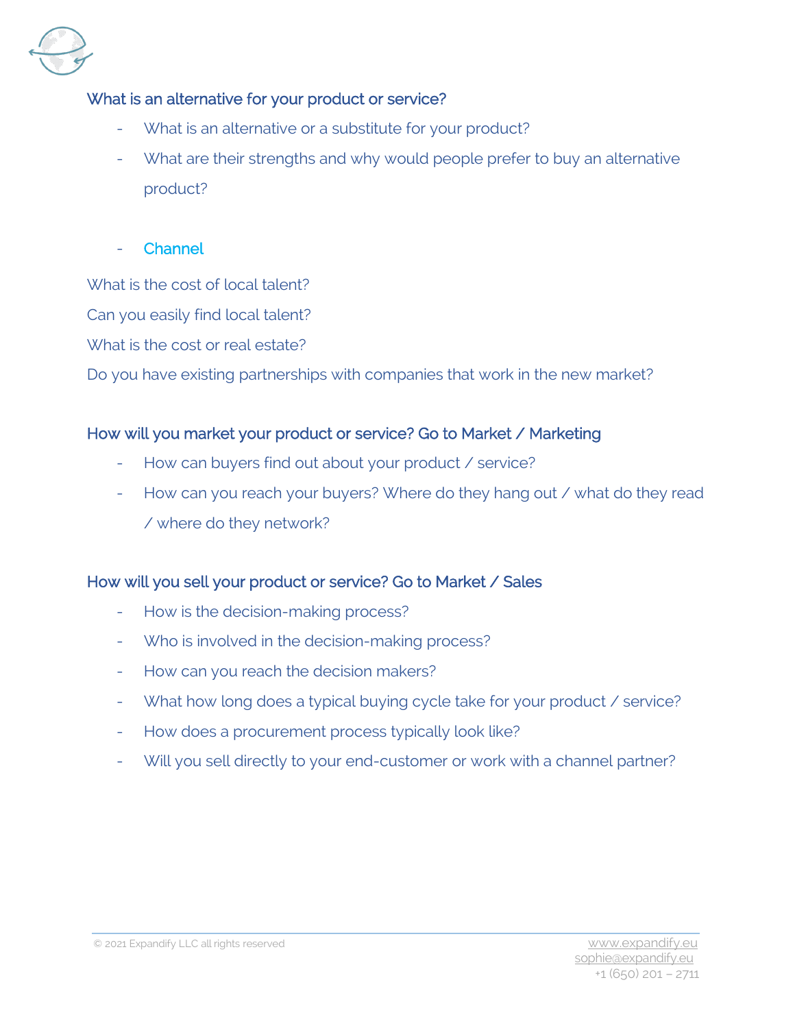### What is an alternative for your product or service?

- What is an alternative or a substitute for your product?
- What are their strengths and why would people prefer to buy an alternative product?

- Channel

What is the cost of local talent?

Can you easily find local talent?

What is the cost or real estate?

Do you have existing partnerships with companies that work in the new market?

### How will you market your product or service? Go to Market / Marketing

- How can buyers find out about your product / service?
- How can you reach your buyers? Where do they hang out / what do they read / where do they network?

### How will you sell your product or service? Go to Market / Sales

- How is the decision-making process?
- Who is involved in the decision-making process?
- How can you reach the decision makers?
- What how long does a typical buying cycle take for your product / service?
- How does a procurement process typically look like?
- Will you sell directly to your end-customer or work with a channel partner?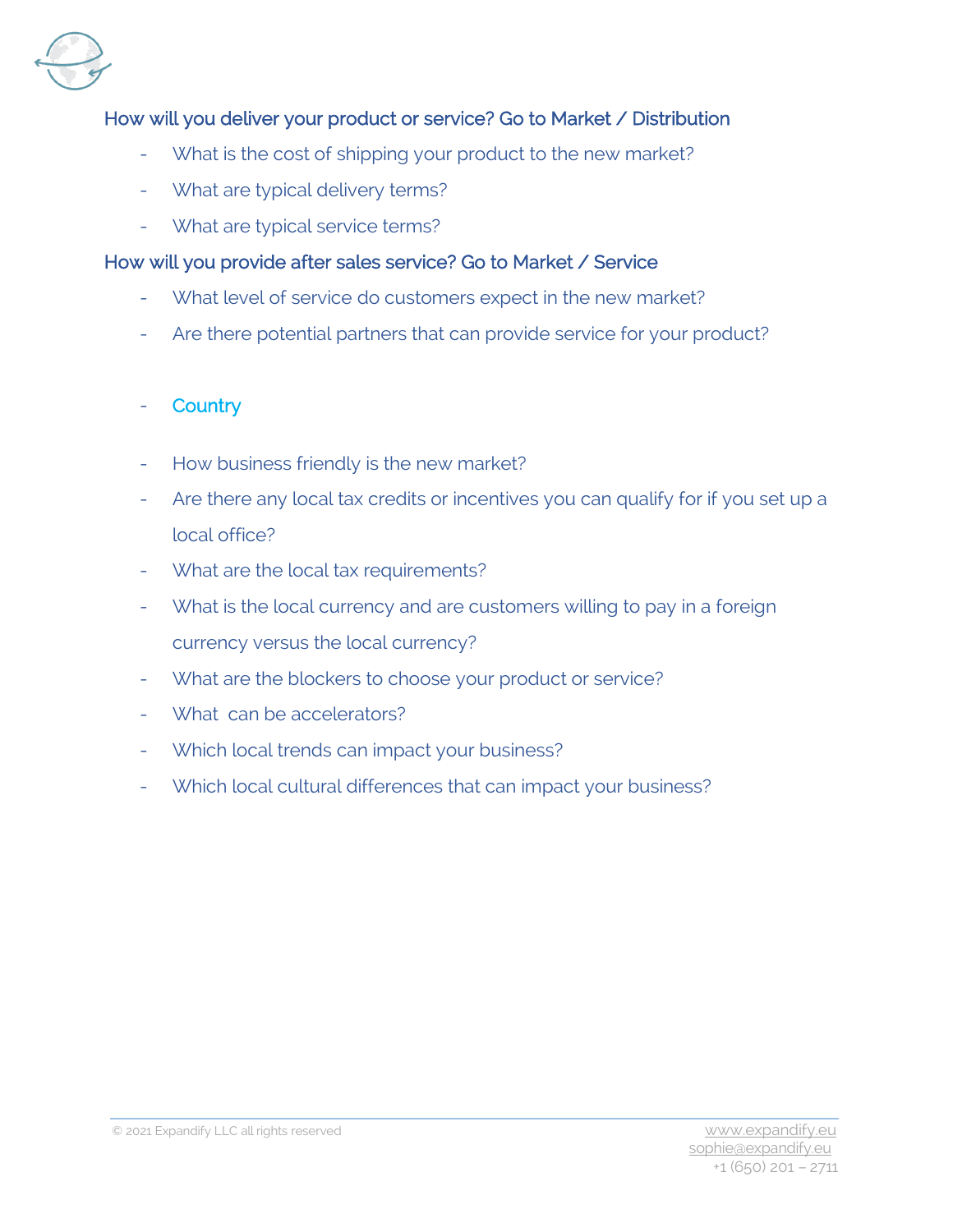### How will you deliver your product or service? Go to Market / Distribution

- What is the cost of shipping your product to the new market?
- What are typical delivery terms?
- What are typical service terms?

### How will you provide after sales service? Go to Market / Service

- What level of service do customers expect in the new market?
- Are there potential partners that can provide service for your product?

- Country

- How business friendly is the new market?
- Are there any local tax credits or incentives you can qualify for if you set up a local office?
- What are the local tax requirements?
- What is the local currency and are customers willing to pay in a foreign currency versus the local currency?
- What are the blockers to choose your product or service?
- What can be accelerators?
- Which local trends can impact your business?
- Which local cultural differences that can impact your business?